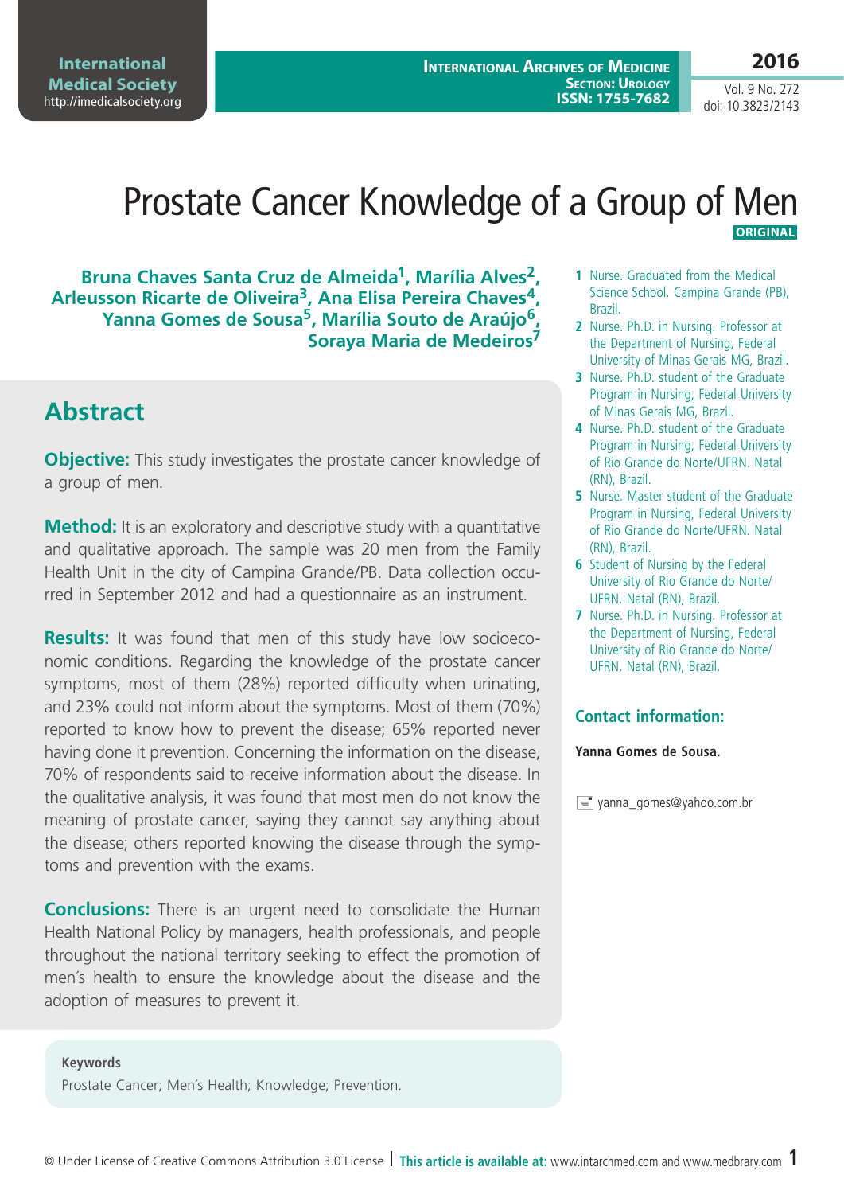# Prostate Cancer Knowledge of a Group of Men

ORIGINAL

**Bruna Chaves Santa Cruz de Almeida[1], Marília Alves[2], Arleusson Ricarte de Oliveira[3], Ana Elisa Pereira Chaves[4], Yanna Gomes de Sousa[5], Marília Souto de Araújo[6], Soraya Maria de Medeiros[7]**

1 Nurse. Graduated from the Medical Science School. Campina Grande (PB), Brazil.

2 Nurse. Ph.D. in Nursing. Professor at the Department of Nursing, Federal University of Minas Gerais MG, Brazil.

3 Nurse. Ph.D. student of the Graduate Program in Nursing, Federal University of Minas Gerais MG, Brazil.

4 Nurse. Ph.D. student of the Graduate Program in Nursing, Federal University of Rio Grande do Norte/UFRN. Natal (RN), Brazil.

5 Nurse. Master student of the Graduate Program in Nursing, Federal University of Rio Grande do Norte/UFRN. Natal (RN), Brazil.

6 Student of Nursing by the Federal University of Rio Grande do Norte/ UFRN. Natal (RN), Brazil.

7 Nurse. Ph.D. in Nursing. Professor at the Department of Nursing, Federal University of Rio Grande do Norte/ UFRN. Natal (RN), Brazil.

### Contact information:

**Yanna Gomes de Sousa.**

yanna_gomes@yahoo.com.br

## Abstract

**Objective:** This study investigates the prostate cancer knowledge of a group of men.

**Method:** It is an exploratory and descriptive study with a quantitative and qualitative approach. The sample was 20 men from the Family Health Unit in the city of Campina Grande/PB. Data collection occurred in September 2012 and had a questionnaire as an instrument.

**Results:** It was found that men of this study have low socioeconomic conditions. Regarding the knowledge of the prostate cancer symptoms, most of them (28%) reported difficulty when urinating, and 23% could not inform about the symptoms. Most of them (70%) reported to know how to prevent the disease; 65% reported never having done it prevention. Concerning the information on the disease, 70% of respondents said to receive information about the disease. In the qualitative analysis, it was found that most men do not know the meaning of prostate cancer, saying they cannot say anything about the disease; others reported knowing the disease through the symptoms and prevention with the exams.

**Conclusions:** There is an urgent need to consolidate the Human Health National Policy by managers, health professionals, and people throughout the national territory seeking to effect the promotion of men´s health to ensure the knowledge about the disease and the adoption of measures to prevent it.

**Keywords**

Prostate Cancer; Men´s Health; Knowledge; Prevention.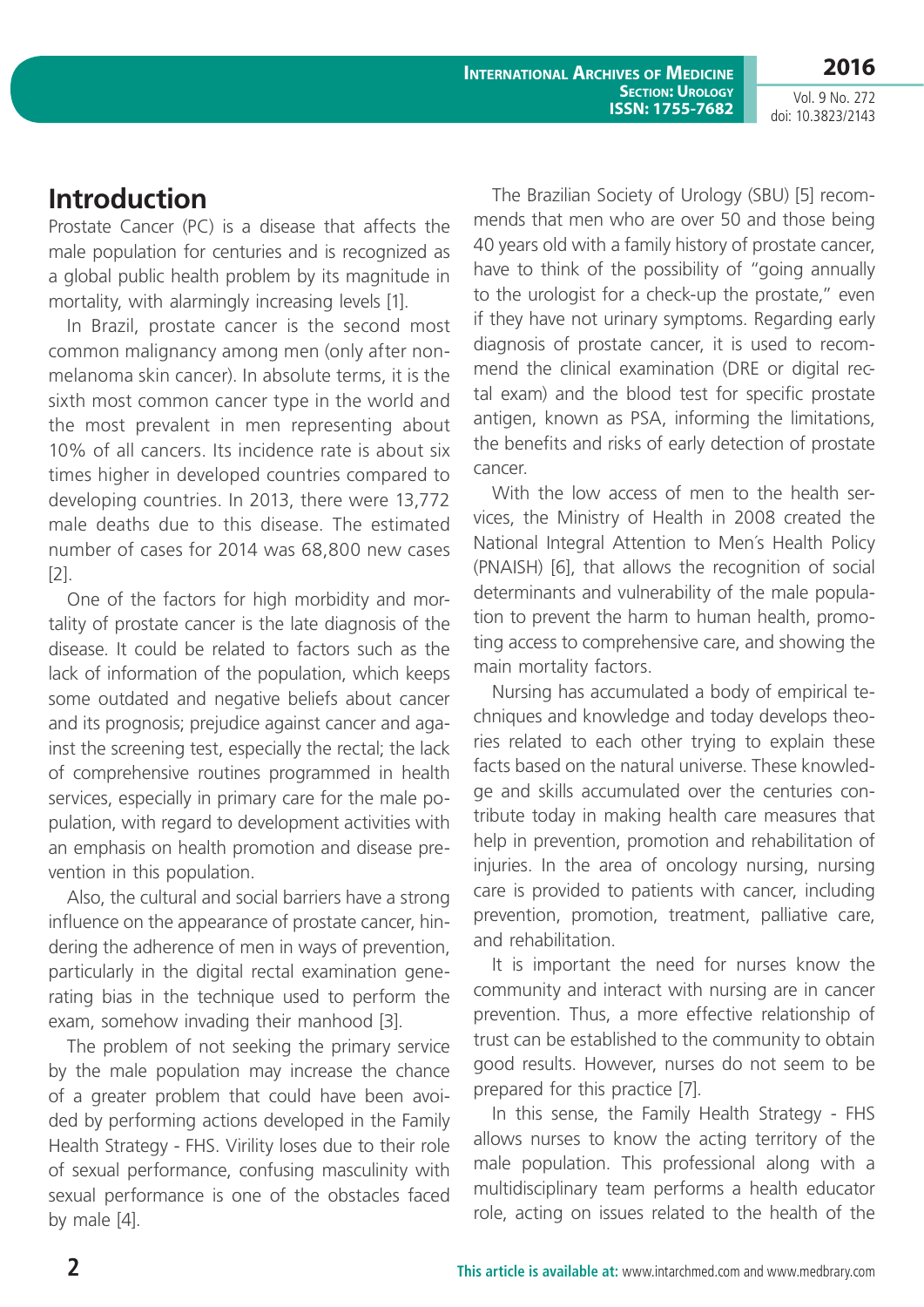## Introduction

Prostate Cancer (PC) is a disease that affects the male population for centuries and is recognized as a global public health problem by its magnitude in mortality, with alarmingly increasing levels [1].

In Brazil, prostate cancer is the second most common malignancy among men (only after non-melanoma skin cancer). In absolute terms, it is the sixth most common cancer type in the world and the most prevalent in men representing about 10% of all cancers. Its incidence rate is about six times higher in developed countries compared to developing countries. In 2013, there were 13,772 male deaths due to this disease. The estimated number of cases for 2014 was 68,800 new cases [2].

One of the factors for high morbidity and mortality of prostate cancer is the late diagnosis of the disease. It could be related to factors such as the lack of information of the population, which keeps some outdated and negative beliefs about cancer and its prognosis; prejudice against cancer and against the screening test, especially the rectal; the lack of comprehensive routines programmed in health services, especially in primary care for the male population, with regard to development activities with an emphasis on health promotion and disease prevention in this population.

Also, the cultural and social barriers have a strong influence on the appearance of prostate cancer, hindering the adherence of men in ways of prevention, particularly in the digital rectal examination generating bias in the technique used to perform the exam, somehow invading their manhood [3].

The problem of not seeking the primary service by the male population may increase the chance of a greater problem that could have been avoided by performing actions developed in the Family Health Strategy - FHS. Virility loses due to their role of sexual performance, confusing masculinity with sexual performance is one of the obstacles faced by male [4].

The Brazilian Society of Urology (SBU) [5] recommends that men who are over 50 and those being 40 years old with a family history of prostate cancer, have to think of the possibility of "going annually to the urologist for a check-up the prostate," even if they have not urinary symptoms. Regarding early diagnosis of prostate cancer, it is used to recommend the clinical examination (DRE or digital rectal exam) and the blood test for specific prostate antigen, known as PSA, informing the limitations, the benefits and risks of early detection of prostate cancer.

With the low access of men to the health services, the Ministry of Health in 2008 created the National Integral Attention to Men´s Health Policy (PNAISH) [6], that allows the recognition of social determinants and vulnerability of the male population to prevent the harm to human health, promoting access to comprehensive care, and showing the main mortality factors.

Nursing has accumulated a body of empirical techniques and knowledge and today develops theories related to each other trying to explain these facts based on the natural universe. These knowledge and skills accumulated over the centuries contribute today in making health care measures that help in prevention, promotion and rehabilitation of injuries. In the area of oncology nursing, nursing care is provided to patients with cancer, including prevention, promotion, treatment, palliative care, and rehabilitation.

It is important the need for nurses know the community and interact with nursing are in cancer prevention. Thus, a more effective relationship of trust can be established to the community to obtain good results. However, nurses do not seem to be prepared for this practice [7].

In this sense, the Family Health Strategy - FHS allows nurses to know the acting territory of the male population. This professional along with a multidisciplinary team performs a health educator role, acting on issues related to the health of the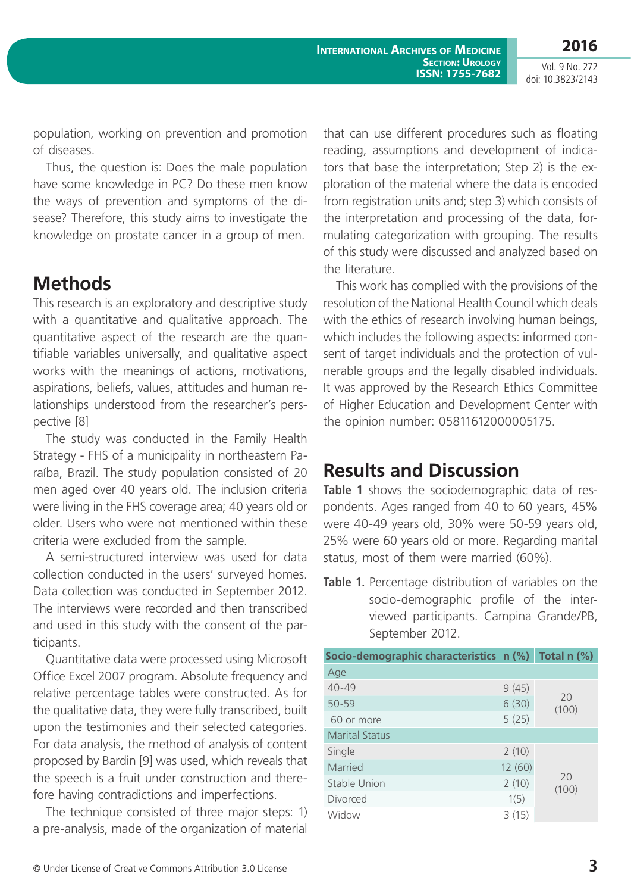population, working on prevention and promotion of diseases.

Thus, the question is: Does the male population have some knowledge in PC? Do these men know the ways of prevention and symptoms of the disease? Therefore, this study aims to investigate the knowledge on prostate cancer in a group of men.

## Methods

This research is an exploratory and descriptive study with a quantitative and qualitative approach. The quantitative aspect of the research are the quantifiable variables universally, and qualitative aspect works with the meanings of actions, motivations, aspirations, beliefs, values, attitudes and human relationships understood from the researcher's perspective [8]

The study was conducted in the Family Health Strategy - FHS of a municipality in northeastern Paraíba, Brazil. The study population consisted of 20 men aged over 40 years old. The inclusion criteria were living in the FHS coverage area; 40 years old or older. Users who were not mentioned within these criteria were excluded from the sample.

A semi-structured interview was used for data collection conducted in the users' surveyed homes. Data collection was conducted in September 2012. The interviews were recorded and then transcribed and used in this study with the consent of the participants.

Quantitative data were processed using Microsoft Office Excel 2007 program. Absolute frequency and relative percentage tables were constructed. As for the qualitative data, they were fully transcribed, built upon the testimonies and their selected categories. For data analysis, the method of analysis of content proposed by Bardin [9] was used, which reveals that the speech is a fruit under construction and therefore having contradictions and imperfections.

The technique consisted of three major steps: 1) a pre-analysis, made of the organization of material that can use different procedures such as floating reading, assumptions and development of indicators that base the interpretation; Step 2) is the exploration of the material where the data is encoded from registration units and; step 3) which consists of the interpretation and processing of the data, formulating categorization with grouping. The results of this study were discussed and analyzed based on the literature.

This work has complied with the provisions of the resolution of the National Health Council which deals with the ethics of research involving human beings, which includes the following aspects: informed consent of target individuals and the protection of vulnerable groups and the legally disabled individuals. It was approved by the Research Ethics Committee of Higher Education and Development Center with the opinion number: 05811612000005175.

## Results and Discussion

**Table 1** shows the sociodemographic data of respondents. Ages ranged from 40 to 60 years, 45% were 40-49 years old, 30% were 50-59 years old, 25% were 60 years old or more. Regarding marital status, most of them were married (60%).

**Table 1.** Percentage distribution of variables on the socio-demographic profile of the interviewed participants. Campina Grande/PB, September 2012.

| Socio-demographic characteristics | n (%) | Total n (%) |
|---|---|---|
| Age | | |
| 40-49 | 9 (45) | 20 (100) |
| 50-59 | 6 (30) | |
| 60 or more | 5 (25) | |
| Marital Status | | |
| Single | 2 (10) | 20 (100) |
| Married | 12 (60) | |
| Stable Union | 2 (10) | |
| Divorced | 1(5) | |
| Widow | 3 (15) | |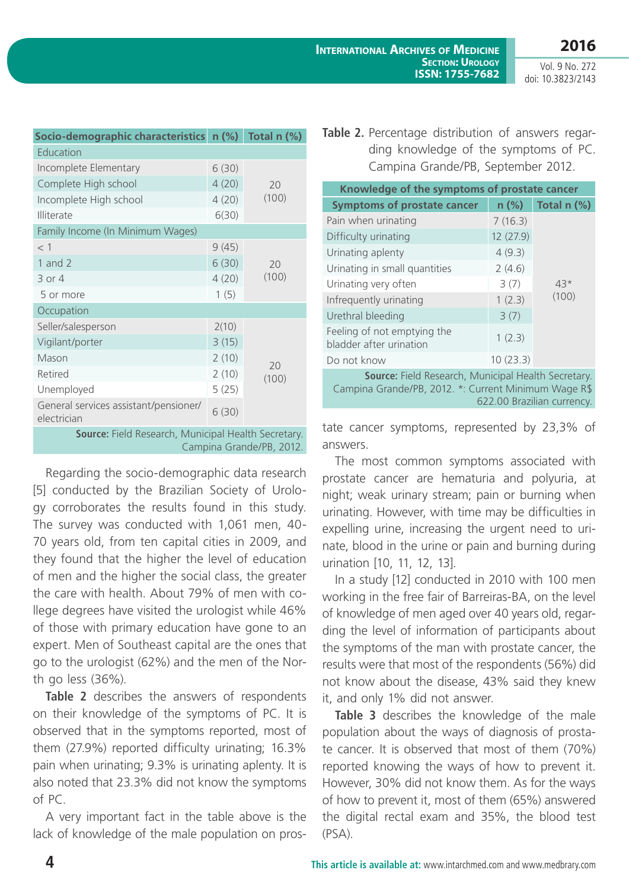| Socio-demographic characteristics | n (%) | Total n (%) |
|---|---|---|
| Education | | |
| Incomplete Elementary | 6 (30) | 20 (100) |
| Complete High school | 4 (20) | |
| Incomplete High school | 4 (20) | |
| Illiterate | 6(30) | |
| Family Income (In Minimum Wages) | | |
| < 1 | 9 (45) | 20 (100) |
| 1 and 2 | 6 (30) | |
| 3 or 4 | 4 (20) | |
| 5 or more | 1 (5) | |
| Occupation | | |
| Seller/salesperson | 2(10) | 20 (100) |
| Vigilant/porter | 3 (15) | |
| Mason | 2 (10) | |
| Retired | 2 (10) | |
| Unemployed | 5 (25) | |
| General services assistant/pensioner/ electrician | 6 (30) | |

**Source:** Field Research, Municipal Health Secretary. Campina Grande/PB, 2012.

Regarding the socio-demographic data research [5] conducted by the Brazilian Society of Urology corroborates the results found in this study. The survey was conducted with 1,061 men, 40-70 years old, from ten capital cities in 2009, and they found that the higher the level of education of men and the higher the social class, the greater the care with health. About 79% of men with college degrees have visited the urologist while 46% of those with primary education have gone to an expert. Men of Southeast capital are the ones that go to the urologist (62%) and the men of the North go less (36%).

**Table 2** describes the answers of respondents on their knowledge of the symptoms of PC. It is observed that in the symptoms reported, most of them (27.9%) reported difficulty urinating; 16.3% pain when urinating; 9.3% is urinating aplenty. It is also noted that 23.3% did not know the symptoms of PC.

A very important fact in the table above is the lack of knowledge of the male population on prostate cancer symptoms, represented by 23,3% of answers.

**Table 2.** Percentage distribution of answers regarding knowledge of the symptoms of PC. Campina Grande/PB, September 2012.

| Knowledge of the symptoms of prostate cancer | | |
|---|---|---|
| Symptoms of prostate cancer | n (%) | Total n (%) |
| Pain when urinating | 7 (16.3) | 43* (100) |
| Difficulty urinating | 12 (27.9) | |
| Urinating aplenty | 4 (9.3) | |
| Urinating in small quantities | 2 (4.6) | |
| Urinating very often | 3 (7) | |
| Infrequently urinating | 1 (2.3) | |
| Urethral bleeding | 3 (7) | |
| Feeling of not emptying the bladder after urination | 1 (2.3) | |
| Do not know | 10 (23.3) | |

**Source:** Field Research, Municipal Health Secretary. Campina Grande/PB, 2012. *: Current Minimum Wage R$ 622.00 Brazilian currency.

The most common symptoms associated with prostate cancer are hematuria and polyuria, at night; weak urinary stream; pain or burning when urinating. However, with time may be difficulties in expelling urine, increasing the urgent need to urinate, blood in the urine or pain and burning during urination [10, 11, 12, 13].

In a study [12] conducted in 2010 with 100 men working in the free fair of Barreiras-BA, on the level of knowledge of men aged over 40 years old, regarding the level of information of participants about the symptoms of the man with prostate cancer, the results were that most of the respondents (56%) did not know about the disease, 43% said they knew it, and only 1% did not answer.

**Table 3** describes the knowledge of the male population about the ways of diagnosis of prostate cancer. It is observed that most of them (70%) reported knowing the ways of how to prevent it. However, 30% did not know them. As for the ways of how to prevent it, most of them (65%) answered the digital rectal exam and 35%, the blood test (PSA).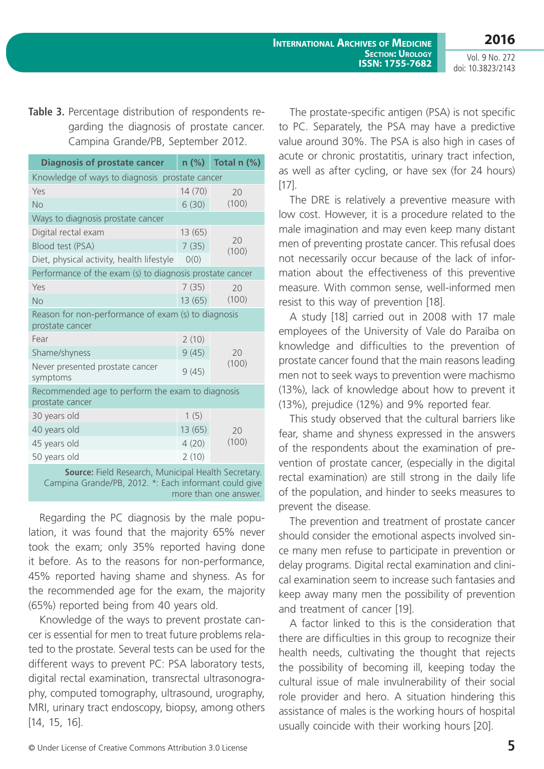**Table 3.** Percentage distribution of respondents regarding the diagnosis of prostate cancer. Campina Grande/PB, September 2012.

| Diagnosis of prostate cancer | n (%) | Total n (%) |
|---|---|---|
| Knowledge of ways to diagnosis prostate cancer | | |
| Yes | 14 (70) | 20 (100) |
| No | 6 (30) | |
| Ways to diagnosis prostate cancer | | |
| Digital rectal exam | 13 (65) | 20 (100) |
| Blood test (PSA) | 7 (35) | |
| Diet, physical activity, health lifestyle | 0(0) | |
| Performance of the exam (s) to diagnosis prostate cancer | | |
| Yes | 7 (35) | 20 (100) |
| No | 13 (65) | |
| Reason for non-performance of exam (s) to diagnosis prostate cancer | | |
| Fear | 2 (10) | 20 (100) |
| Shame/shyness | 9 (45) | |
| Never presented prostate cancer symptoms | 9 (45) | |
| Recommended age to perform the exam to diagnosis prostate cancer | | |
| 30 years old | 1 (5) | 20 (100) |
| 40 years old | 13 (65) | |
| 45 years old | 4 (20) | |
| 50 years old | 2 (10) | |

**Source:** Field Research, Municipal Health Secretary. Campina Grande/PB, 2012. *: Each informant could give more than one answer.

Regarding the PC diagnosis by the male population, it was found that the majority 65% never took the exam; only 35% reported having done it before. As to the reasons for non-performance, 45% reported having shame and shyness. As for the recommended age for the exam, the majority (65%) reported being from 40 years old.

Knowledge of the ways to prevent prostate cancer is essential for men to treat future problems related to the prostate. Several tests can be used for the different ways to prevent PC: PSA laboratory tests, digital rectal examination, transrectal ultrasonography, computed tomography, ultrasound, urography, MRI, urinary tract endoscopy, biopsy, among others [14, 15, 16].

The prostate-specific antigen (PSA) is not specific to PC. Separately, the PSA may have a predictive value around 30%. The PSA is also high in cases of acute or chronic prostatitis, urinary tract infection, as well as after cycling, or have sex (for 24 hours) [17].

The DRE is relatively a preventive measure with low cost. However, it is a procedure related to the male imagination and may even keep many distant men of preventing prostate cancer. This refusal does not necessarily occur because of the lack of information about the effectiveness of this preventive measure. With common sense, well-informed men resist to this way of prevention [18].

A study [18] carried out in 2008 with 17 male employees of the University of Vale do Paraíba on knowledge and difficulties to the prevention of prostate cancer found that the main reasons leading men not to seek ways to prevention were machismo (13%), lack of knowledge about how to prevent it (13%), prejudice (12%) and 9% reported fear.

This study observed that the cultural barriers like fear, shame and shyness expressed in the answers of the respondents about the examination of prevention of prostate cancer, (especially in the digital rectal examination) are still strong in the daily life of the population, and hinder to seeks measures to prevent the disease.

The prevention and treatment of prostate cancer should consider the emotional aspects involved since many men refuse to participate in prevention or delay programs. Digital rectal examination and clinical examination seem to increase such fantasies and keep away many men the possibility of prevention and treatment of cancer [19].

A factor linked to this is the consideration that there are difficulties in this group to recognize their health needs, cultivating the thought that rejects the possibility of becoming ill, keeping today the cultural issue of male invulnerability of their social role provider and hero. A situation hindering this assistance of males is the working hours of hospital usually coincide with their working hours [20].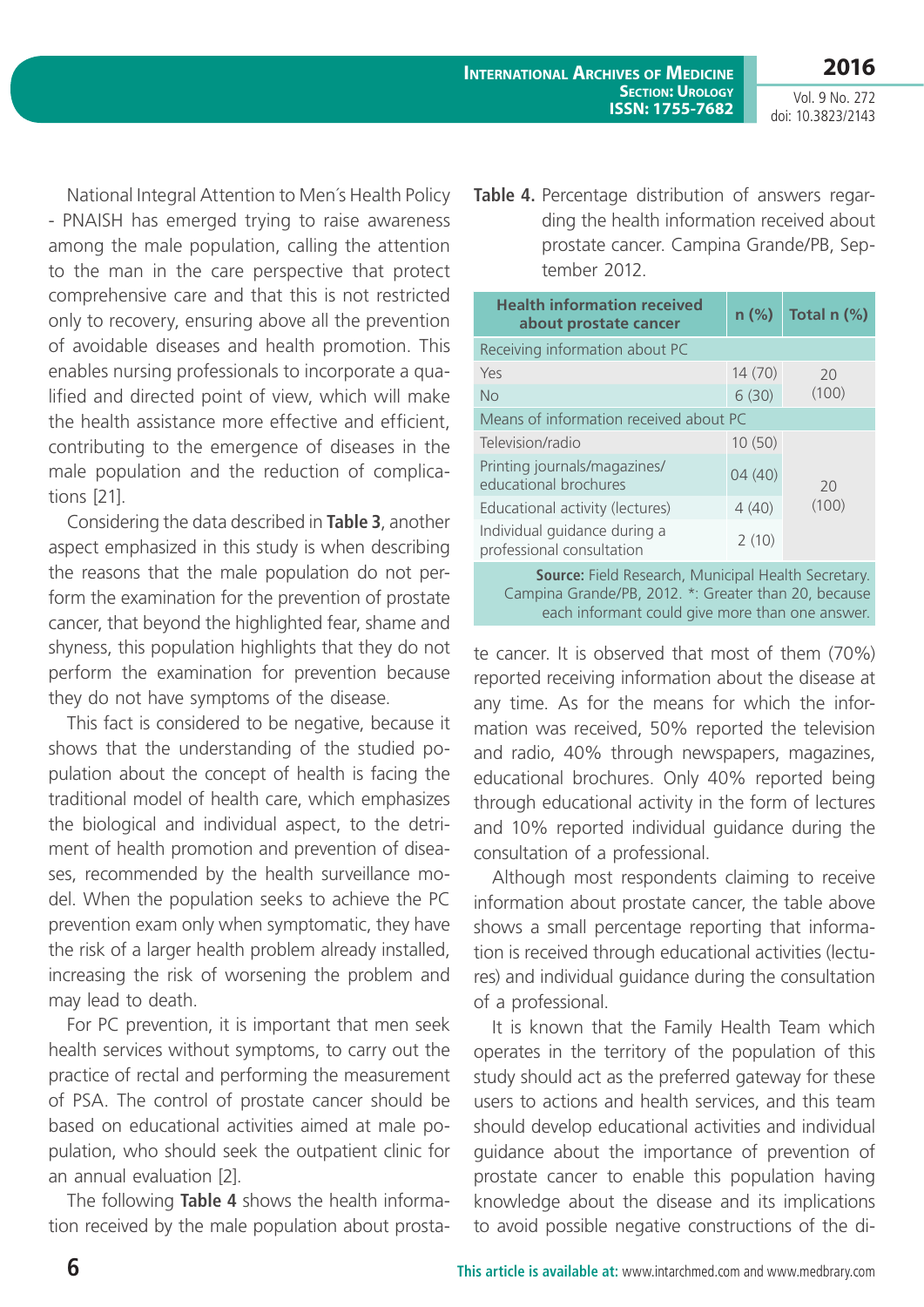National Integral Attention to Men´s Health Policy - PNAISH has emerged trying to raise awareness among the male population, calling the attention to the man in the care perspective that protect comprehensive care and that this is not restricted only to recovery, ensuring above all the prevention of avoidable diseases and health promotion. This enables nursing professionals to incorporate a qualified and directed point of view, which will make the health assistance more effective and efficient, contributing to the emergence of diseases in the male population and the reduction of complications [21].

Considering the data described in **Table 3**, another aspect emphasized in this study is when describing the reasons that the male population do not perform the examination for the prevention of prostate cancer, that beyond the highlighted fear, shame and shyness, this population highlights that they do not perform the examination for prevention because they do not have symptoms of the disease.

This fact is considered to be negative, because it shows that the understanding of the studied population about the concept of health is facing the traditional model of health care, which emphasizes the biological and individual aspect, to the detriment of health promotion and prevention of diseases, recommended by the health surveillance model. When the population seeks to achieve the PC prevention exam only when symptomatic, they have the risk of a larger health problem already installed, increasing the risk of worsening the problem and may lead to death.

For PC prevention, it is important that men seek health services without symptoms, to carry out the practice of rectal and performing the measurement of PSA. The control of prostate cancer should be based on educational activities aimed at male population, who should seek the outpatient clinic for an annual evaluation [2].

The following **Table 4** shows the health information received by the male population about prostate cancer. It is observed that most of them (70%) reported receiving information about the disease at any time. As for the means for which the information was received, 50% reported the television and radio, 40% through newspapers, magazines, educational brochures. Only 40% reported being through educational activity in the form of lectures and 10% reported individual guidance during the consultation of a professional.

**Table 4.** Percentage distribution of answers regarding the health information received about prostate cancer. Campina Grande/PB, September 2012.

| Health information received about prostate cancer | n (%) | Total n (%) |
|---|---|---|
| Receiving information about PC | | |
| Yes | 14 (70) | 20 (100) |
| No | 6 (30) | |
| Means of information received about PC | | |
| Television/radio | 10 (50) | 20 (100) |
| Printing journals/magazines/ educational brochures | 04 (40) | |
| Educational activity (lectures) | 4 (40) | |
| Individual guidance during a professional consultation | 2 (10) | |

**Source:** Field Research, Municipal Health Secretary. Campina Grande/PB, 2012. *: Greater than 20, because each informant could give more than one answer.

Although most respondents claiming to receive information about prostate cancer, the table above shows a small percentage reporting that information is received through educational activities (lectures) and individual guidance during the consultation of a professional.

It is known that the Family Health Team which operates in the territory of the population of this study should act as the preferred gateway for these users to actions and health services, and this team should develop educational activities and individual guidance about the importance of prevention of prostate cancer to enable this population having knowledge about the disease and its implications to avoid possible negative constructions of the di-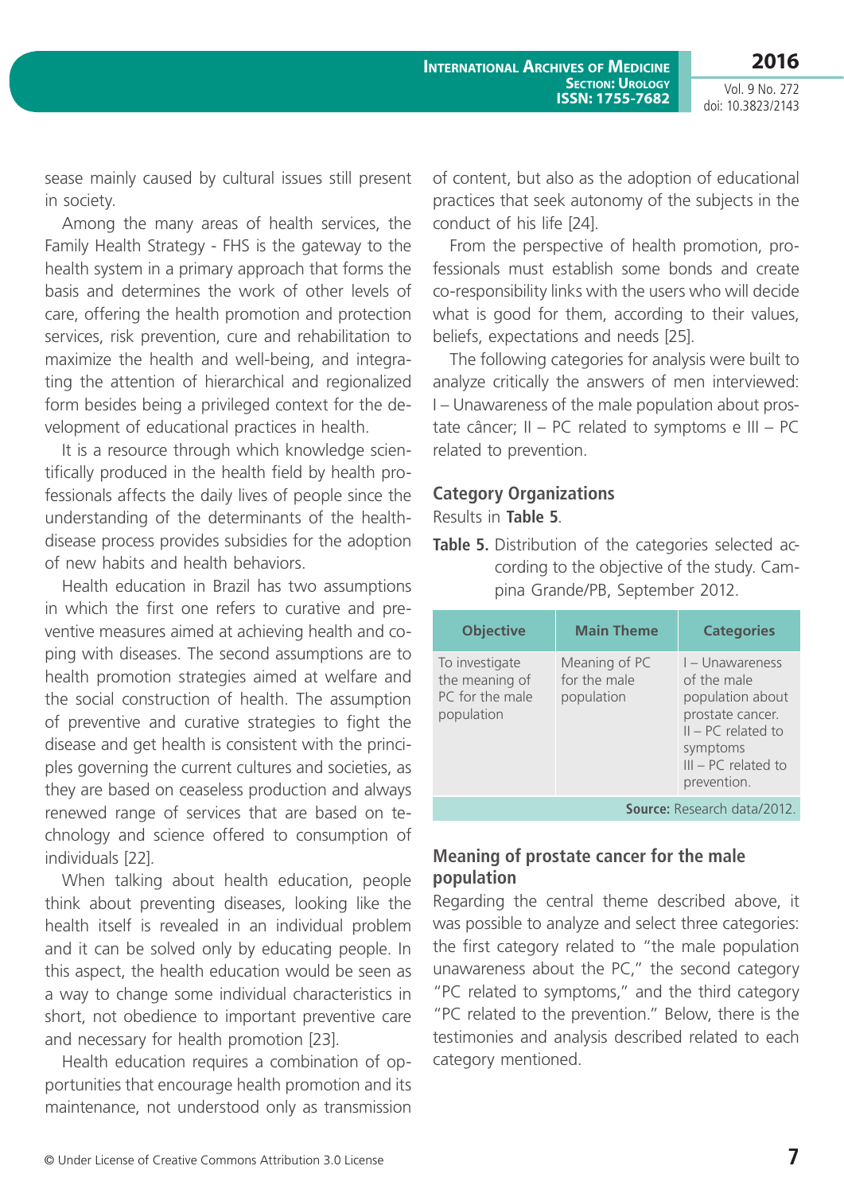sease mainly caused by cultural issues still present in society.

Among the many areas of health services, the Family Health Strategy - FHS is the gateway to the health system in a primary approach that forms the basis and determines the work of other levels of care, offering the health promotion and protection services, risk prevention, cure and rehabilitation to maximize the health and well-being, and integrating the attention of hierarchical and regionalized form besides being a privileged context for the development of educational practices in health.

It is a resource through which knowledge scientifically produced in the health field by health professionals affects the daily lives of people since the understanding of the determinants of the health-disease process provides subsidies for the adoption of new habits and health behaviors.

Health education in Brazil has two assumptions in which the first one refers to curative and preventive measures aimed at achieving health and coping with diseases. The second assumptions are to health promotion strategies aimed at welfare and the social construction of health. The assumption of preventive and curative strategies to fight the disease and get health is consistent with the principles governing the current cultures and societies, as they are based on ceaseless production and always renewed range of services that are based on technology and science offered to consumption of individuals [22].

When talking about health education, people think about preventing diseases, looking like the health itself is revealed in an individual problem and it can be solved only by educating people. In this aspect, the health education would be seen as a way to change some individual characteristics in short, not obedience to important preventive care and necessary for health promotion [23].

Health education requires a combination of opportunities that encourage health promotion and its maintenance, not understood only as transmission of content, but also as the adoption of educational practices that seek autonomy of the subjects in the conduct of his life [24].

From the perspective of health promotion, professionals must establish some bonds and create co-responsibility links with the users who will decide what is good for them, according to their values, beliefs, expectations and needs [25].

The following categories for analysis were built to analyze critically the answers of men interviewed: I – Unawareness of the male population about prostate câncer; II – PC related to symptoms e III – PC related to prevention.

## Category Organizations

Results in **Table 5**.

**Table 5.** Distribution of the categories selected according to the objective of the study. Campina Grande/PB, September 2012.

| Objective | Main Theme | Categories |
|---|---|---|
| To investigate the meaning of PC for the male population | Meaning of PC for the male population | I – Unawareness of the male population about prostate cancer.<br>II – PC related to symptoms<br>III – PC related to prevention. |

**Source:** Research data/2012.

## Meaning of prostate cancer for the male population

Regarding the central theme described above, it was possible to analyze and select three categories: the first category related to "the male population unawareness about the PC," the second category "PC related to symptoms," and the third category "PC related to the prevention." Below, there is the testimonies and analysis described related to each category mentioned.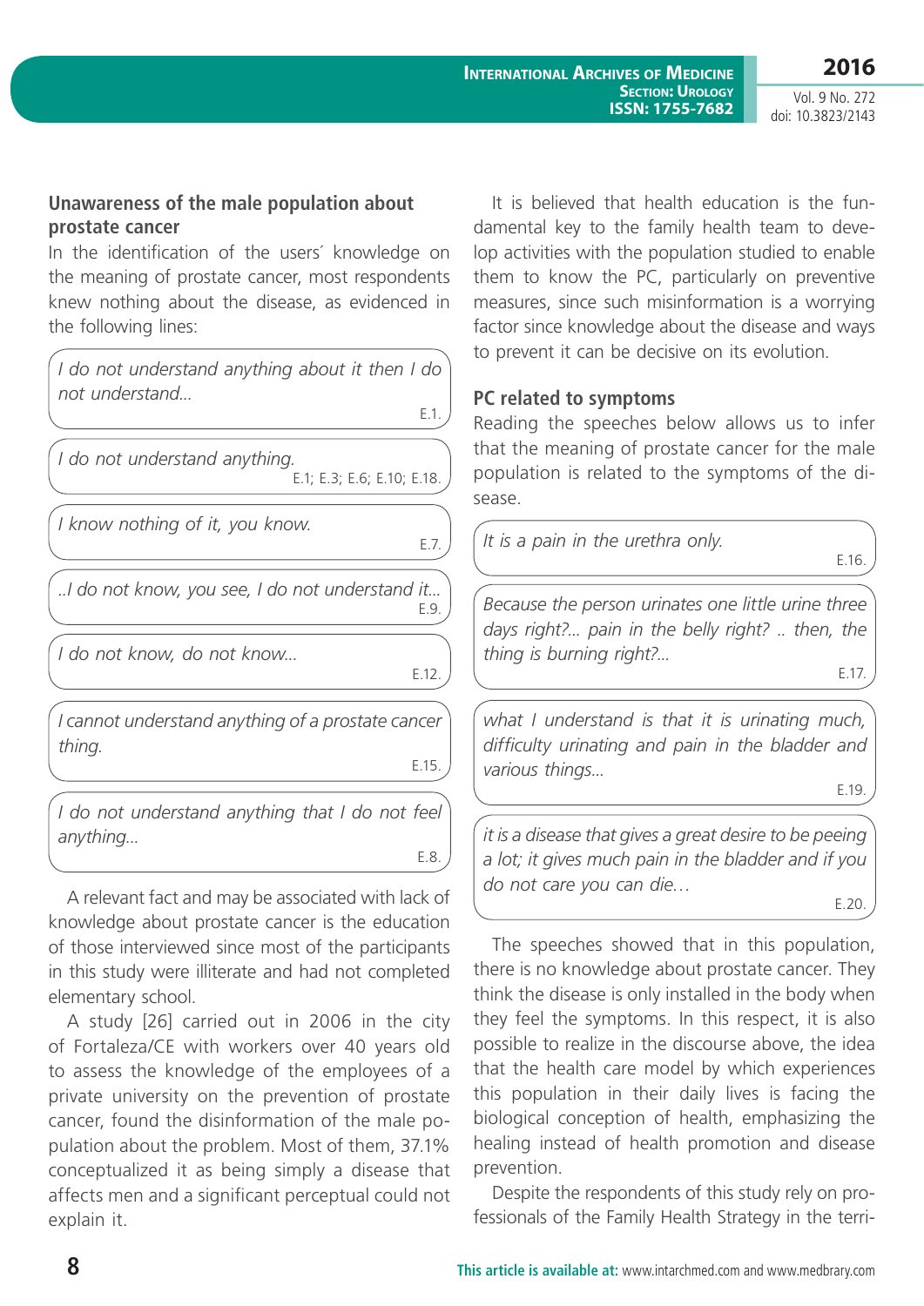### Unawareness of the male population about prostate cancer

In the identification of the users´ knowledge on the meaning of prostate cancer, most respondents knew nothing about the disease, as evidenced in the following lines:

> *I do not understand anything about it then I do not understand...*
>
> E.1.

> *I do not understand anything.*
>
> E.1; E.3; E.6; E.10; E.18.

> *I know nothing of it, you know.*
>
> E.7.

> *..I do not know, you see, I do not understand it...*
>
> E.9.

> *I do not know, do not know...*
>
> E.12.

> *I cannot understand anything of a prostate cancer thing.*
>
> E.15.

> *I do not understand anything that I do not feel anything...*
>
> E.8.

A relevant fact and may be associated with lack of knowledge about prostate cancer is the education of those interviewed since most of the participants in this study were illiterate and had not completed elementary school.

A study [26] carried out in 2006 in the city of Fortaleza/CE with workers over 40 years old to assess the knowledge of the employees of a private university on the prevention of prostate cancer, found the disinformation of the male population about the problem. Most of them, 37.1% conceptualized it as being simply a disease that affects men and a significant perceptual could not explain it.

It is believed that health education is the fundamental key to the family health team to develop activities with the population studied to enable them to know the PC, particularly on preventive measures, since such misinformation is a worrying factor since knowledge about the disease and ways to prevent it can be decisive on its evolution.

### PC related to symptoms

Reading the speeches below allows us to infer that the meaning of prostate cancer for the male population is related to the symptoms of the disease.

> *It is a pain in the urethra only.*
>
> E.16.

> *Because the person urinates one little urine three days right?... pain in the belly right? .. then, the thing is burning right?...*
>
> E.17.

> *what I understand is that it is urinating much, difficulty urinating and pain in the bladder and various things...*
>
> E.19.

> *it is a disease that gives a great desire to be peeing a lot; it gives much pain in the bladder and if you do not care you can die…*
>
> E.20.

The speeches showed that in this population, there is no knowledge about prostate cancer. They think the disease is only installed in the body when they feel the symptoms. In this respect, it is also possible to realize in the discourse above, the idea that the health care model by which experiences this population in their daily lives is facing the biological conception of health, emphasizing the healing instead of health promotion and disease prevention.

Despite the respondents of this study rely on professionals of the Family Health Strategy in the terri-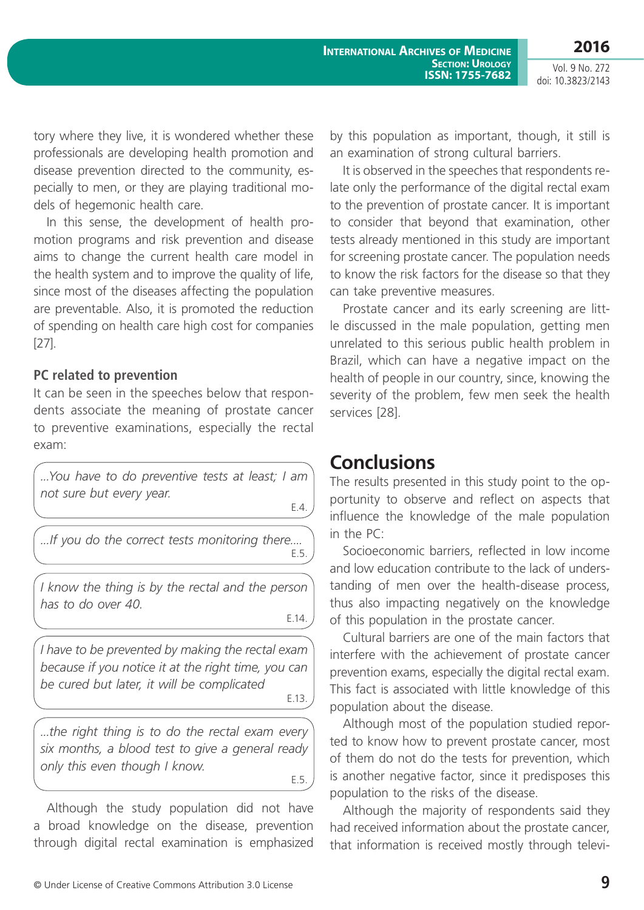tory where they live, it is wondered whether these professionals are developing health promotion and disease prevention directed to the community, especially to men, or they are playing traditional models of hegemonic health care.

In this sense, the development of health promotion programs and risk prevention and disease aims to change the current health care model in the health system and to improve the quality of life, since most of the diseases affecting the population are preventable. Also, it is promoted the reduction of spending on health care high cost for companies [27].

### PC related to prevention

It can be seen in the speeches below that respondents associate the meaning of prostate cancer to preventive examinations, especially the rectal exam:

> *...You have to do preventive tests at least; I am not sure but every year.*
>
> E.4.

> *...If you do the correct tests monitoring there....*
>
> E.5.

> *I know the thing is by the rectal and the person has to do over 40.*
>
> E.14.

> *I have to be prevented by making the rectal exam because if you notice it at the right time, you can be cured but later, it will be complicated*
>
> E.13.

> *...the right thing is to do the rectal exam every six months, a blood test to give a general ready only this even though I know.*
>
> E.5.

Although the study population did not have a broad knowledge on the disease, prevention through digital rectal examination is emphasized by this population as important, though, it still is an examination of strong cultural barriers.

It is observed in the speeches that respondents relate only the performance of the digital rectal exam to the prevention of prostate cancer. It is important to consider that beyond that examination, other tests already mentioned in this study are important for screening prostate cancer. The population needs to know the risk factors for the disease so that they can take preventive measures.

Prostate cancer and its early screening are little discussed in the male population, getting men unrelated to this serious public health problem in Brazil, which can have a negative impact on the health of people in our country, since, knowing the severity of the problem, few men seek the health services [28].

## Conclusions

The results presented in this study point to the opportunity to observe and reflect on aspects that influence the knowledge of the male population in the PC:

Socioeconomic barriers, reflected in low income and low education contribute to the lack of understanding of men over the health-disease process, thus also impacting negatively on the knowledge of this population in the prostate cancer.

Cultural barriers are one of the main factors that interfere with the achievement of prostate cancer prevention exams, especially the digital rectal exam. This fact is associated with little knowledge of this population about the disease.

Although most of the population studied reported to know how to prevent prostate cancer, most of them do not do the tests for prevention, which is another negative factor, since it predisposes this population to the risks of the disease.

Although the majority of respondents said they had received information about the prostate cancer, that information is received mostly through televi-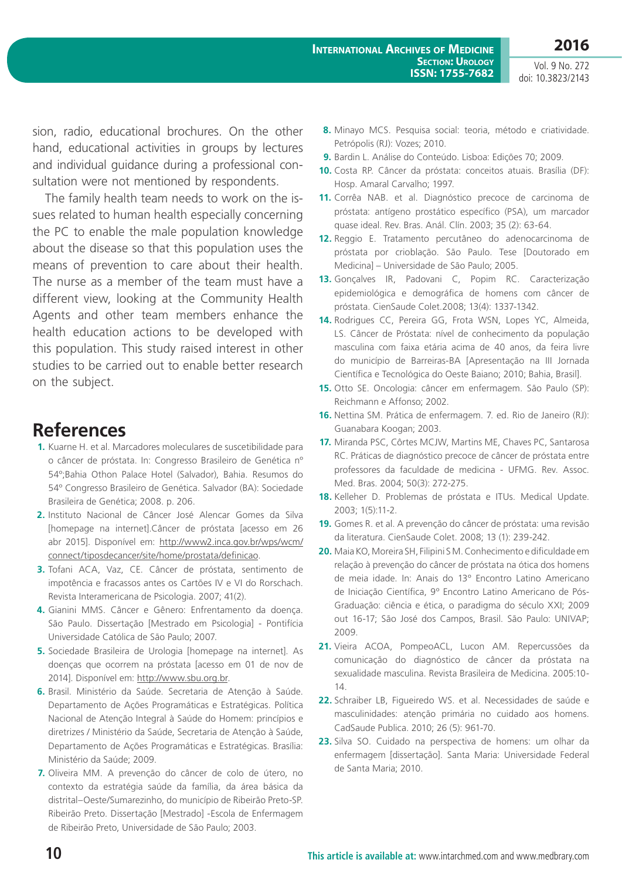sion, radio, educational brochures. On the other hand, educational activities in groups by lectures and individual guidance during a professional consultation were not mentioned by respondents.

The family health team needs to work on the issues related to human health especially concerning the PC to enable the male population knowledge about the disease so that this population uses the means of prevention to care about their health. The nurse as a member of the team must have a different view, looking at the Community Health Agents and other team members enhance the health education actions to be developed with this population. This study raised interest in other studies to be carried out to enable better research on the subject.

## References

1. Kuarne H. et al. Marcadores moleculares de suscetibilidade para o câncer de próstata. In: Congresso Brasileiro de Genética nº 54º;Bahia Othon Palace Hotel (Salvador), Bahia. Resumos do 54º Congresso Brasileiro de Genética. Salvador (BA): Sociedade Brasileira de Genética; 2008. p. 206.
2. Instituto Nacional de Câncer José Alencar Gomes da Silva [homepage na internet].Câncer de próstata [acesso em 26 abr 2015]. Disponível em: http://www2.inca.gov.br/wps/wcm/connect/tiposdecancer/site/home/prostata/definicao.
3. Tofani ACA, Vaz, CE. Câncer de próstata, sentimento de impotência e fracassos antes os Cartões IV e VI do Rorschach. Revista Interamericana de Psicologia. 2007; 41(2).
4. Gianini MMS. Câncer e Gênero: Enfrentamento da doença. São Paulo. Dissertação [Mestrado em Psicologia] - Pontifícia Universidade Católica de São Paulo; 2007.
5. Sociedade Brasileira de Urologia [homepage na internet]. As doenças que ocorrem na próstata [acesso em 01 de nov de 2014]. Disponível em: http://www.sbu.org.br.
6. Brasil. Ministério da Saúde. Secretaria de Atenção à Saúde. Departamento de Ações Programáticas e Estratégicas. Política Nacional de Atenção Integral à Saúde do Homem: princípios e diretrizes / Ministério da Saúde, Secretaria de Atenção à Saúde, Departamento de Ações Programáticas e Estratégicas. Brasília: Ministério da Saúde; 2009.
7. Oliveira MM. A prevenção do câncer de colo de útero, no contexto da estratégia saúde da família, da área básica da distrital–Oeste/Sumarezinho, do município de Ribeirão Preto-SP. Ribeirão Preto. Dissertação [Mestrado] -Escola de Enfermagem de Ribeirão Preto, Universidade de São Paulo; 2003.
8. Minayo MCS. Pesquisa social: teoria, método e criatividade. Petrópolis (RJ): Vozes; 2010.
9. Bardin L. Análise do Conteúdo. Lisboa: Edições 70; 2009.
10. Costa RP. Câncer da próstata: conceitos atuais. Brasília (DF): Hosp. Amaral Carvalho; 1997.
11. Corrêa NAB. et al. Diagnóstico precoce de carcinoma de próstata: antígeno prostático específico (PSA), um marcador quase ideal. Rev. Bras. Anál. Clín. 2003; 35 (2): 63-64.
12. Reggio E. Tratamento percutâneo do adenocarcinoma de próstata por crioblação. São Paulo. Tese [Doutorado em Medicina] – Universidade de São Paulo; 2005.
13. Gonçalves IR, Padovani C, Popim RC. Caracterização epidemiológica e demográfica de homens com câncer de próstata. CienSaude Colet.2008; 13(4): 1337-1342.
14. Rodrigues CC, Pereira GG, Frota WSN, Lopes YC, Almeida, LS. Câncer de Próstata: nível de conhecimento da população masculina com faixa etária acima de 40 anos, da feira livre do município de Barreiras-BA [Apresentação na III Jornada Científica e Tecnológica do Oeste Baiano; 2010; Bahia, Brasil].
15. Otto SE. Oncologia: câncer em enfermagem. São Paulo (SP): Reichmann e Affonso; 2002.
16. Nettina SM. Prática de enfermagem. 7. ed. Rio de Janeiro (RJ): Guanabara Koogan; 2003.
17. Miranda PSC, Côrtes MCJW, Martins ME, Chaves PC, Santarosa RC. Práticas de diagnóstico precoce de câncer de próstata entre professores da faculdade de medicina - UFMG. Rev. Assoc. Med. Bras. 2004; 50(3): 272-275.
18. Kelleher D. Problemas de próstata e ITUs. Medical Update. 2003; 1(5):11-2.
19. Gomes R. et al. A prevenção do câncer de próstata: uma revisão da literatura. CienSaude Colet. 2008; 13 (1): 239-242.
20. Maia KO, Moreira SH, Filipini S M. Conhecimento e dificuldade em relação à prevenção do câncer de próstata na ótica dos homens de meia idade. In: Anais do 13º Encontro Latino Americano de Iniciação Científica, 9º Encontro Latino Americano de Pós-Graduação: ciência e ética, o paradigma do século XXI; 2009 out 16-17; São José dos Campos, Brasil. São Paulo: UNIVAP; 2009.
21. Vieira ACOA, PompeoACL, Lucon AM. Repercussões da comunicação do diagnóstico de câncer da próstata na sexualidade masculina. Revista Brasileira de Medicina. 2005:10-14.
22. Schraiber LB, Figueiredo WS. et al. Necessidades de saúde e masculinidades: atenção primária no cuidado aos homens. CadSaude Publica. 2010; 26 (5): 961-70.
23. Silva SO. Cuidado na perspectiva de homens: um olhar da enfermagem [dissertação]. Santa Maria: Universidade Federal de Santa Maria; 2010.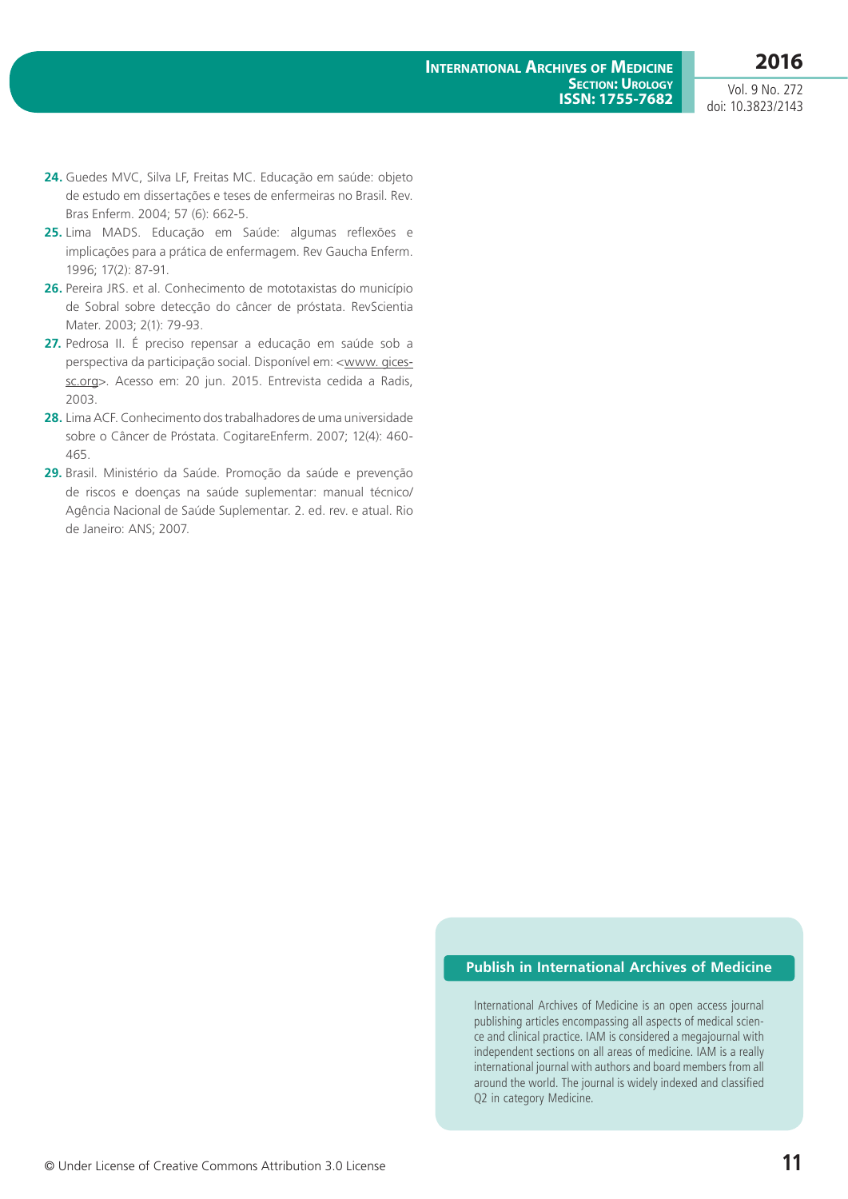24. Guedes MVC, Silva LF, Freitas MC. Educação em saúde: objeto de estudo em dissertações e teses de enfermeiras no Brasil. Rev. Bras Enferm. 2004; 57 (6): 662-5.
25. Lima MADS. Educação em Saúde: algumas reflexões e implicações para a prática de enfermagem. Rev Gaucha Enferm. 1996; 17(2): 87-91.
26. Pereira JRS. et al. Conhecimento de mototaxistas do município de Sobral sobre detecção do câncer de próstata. RevScientia Mater. 2003; 2(1): 79-93.
27. Pedrosa II. É preciso repensar a educação em saúde sob a perspectiva da participação social. Disponível em: <www. gices-sc.org>. Acesso em: 20 jun. 2015. Entrevista cedida a Radis, 2003.
28. Lima ACF. Conhecimento dos trabalhadores de uma universidade sobre o Câncer de Próstata. CogitareEnferm. 2007; 12(4): 460-465.
29. Brasil. Ministério da Saúde. Promoção da saúde e prevenção de riscos e doenças na saúde suplementar: manual técnico/ Agência Nacional de Saúde Suplementar. 2. ed. rev. e atual. Rio de Janeiro: ANS; 2007.

**Publish in International Archives of Medicine**

International Archives of Medicine is an open access journal publishing articles encompassing all aspects of medical science and clinical practice. IAM is considered a megajournal with independent sections on all areas of medicine. IAM is a really international journal with authors and board members from all around the world. The journal is widely indexed and classified Q2 in category Medicine.

© Under License of Creative Commons Attribution 3.0 License